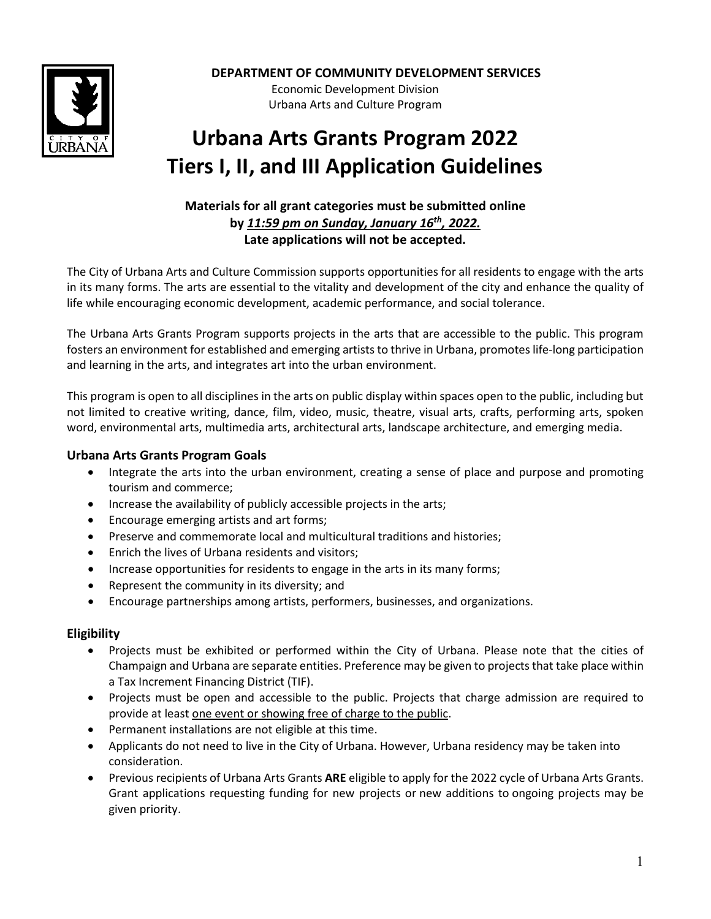**DEPARTMENT OF COMMUNITY DEVELOPMENT SERVICES**
Economic Development Division
Urbana Arts and Culture Program

# Urbana Arts Grants Program 2022
# Tiers I, II, and III Application Guidelines

**Materials for all grant categories must be submitted online by *11:59 pm on Sunday, January 16th, 2022.* Late applications will not be accepted.**

The City of Urbana Arts and Culture Commission supports opportunities for all residents to engage with the arts in its many forms. The arts are essential to the vitality and development of the city and enhance the quality of life while encouraging economic development, academic performance, and social tolerance.

The Urbana Arts Grants Program supports projects in the arts that are accessible to the public. This program fosters an environment for established and emerging artists to thrive in Urbana, promotes life-long participation and learning in the arts, and integrates art into the urban environment.

This program is open to all disciplines in the arts on public display within spaces open to the public, including but not limited to creative writing, dance, film, video, music, theatre, visual arts, crafts, performing arts, spoken word, environmental arts, multimedia arts, architectural arts, landscape architecture, and emerging media.

### Urbana Arts Grants Program Goals

- Integrate the arts into the urban environment, creating a sense of place and purpose and promoting tourism and commerce;
- Increase the availability of publicly accessible projects in the arts;
- Encourage emerging artists and art forms;
- Preserve and commemorate local and multicultural traditions and histories;
- Enrich the lives of Urbana residents and visitors;
- Increase opportunities for residents to engage in the arts in its many forms;
- Represent the community in its diversity; and
- Encourage partnerships among artists, performers, businesses, and organizations.

### Eligibility

- Projects must be exhibited or performed within the City of Urbana. Please note that the cities of Champaign and Urbana are separate entities. Preference may be given to projects that take place within a Tax Increment Financing District (TIF).
- Projects must be open and accessible to the public. Projects that charge admission are required to provide at least one event or showing free of charge to the public.
- Permanent installations are not eligible at this time.
- Applicants do not need to live in the City of Urbana. However, Urbana residency may be taken into consideration.
- Previous recipients of Urbana Arts Grants **ARE** eligible to apply for the 2022 cycle of Urbana Arts Grants. Grant applications requesting funding for new projects or new additions to ongoing projects may be given priority.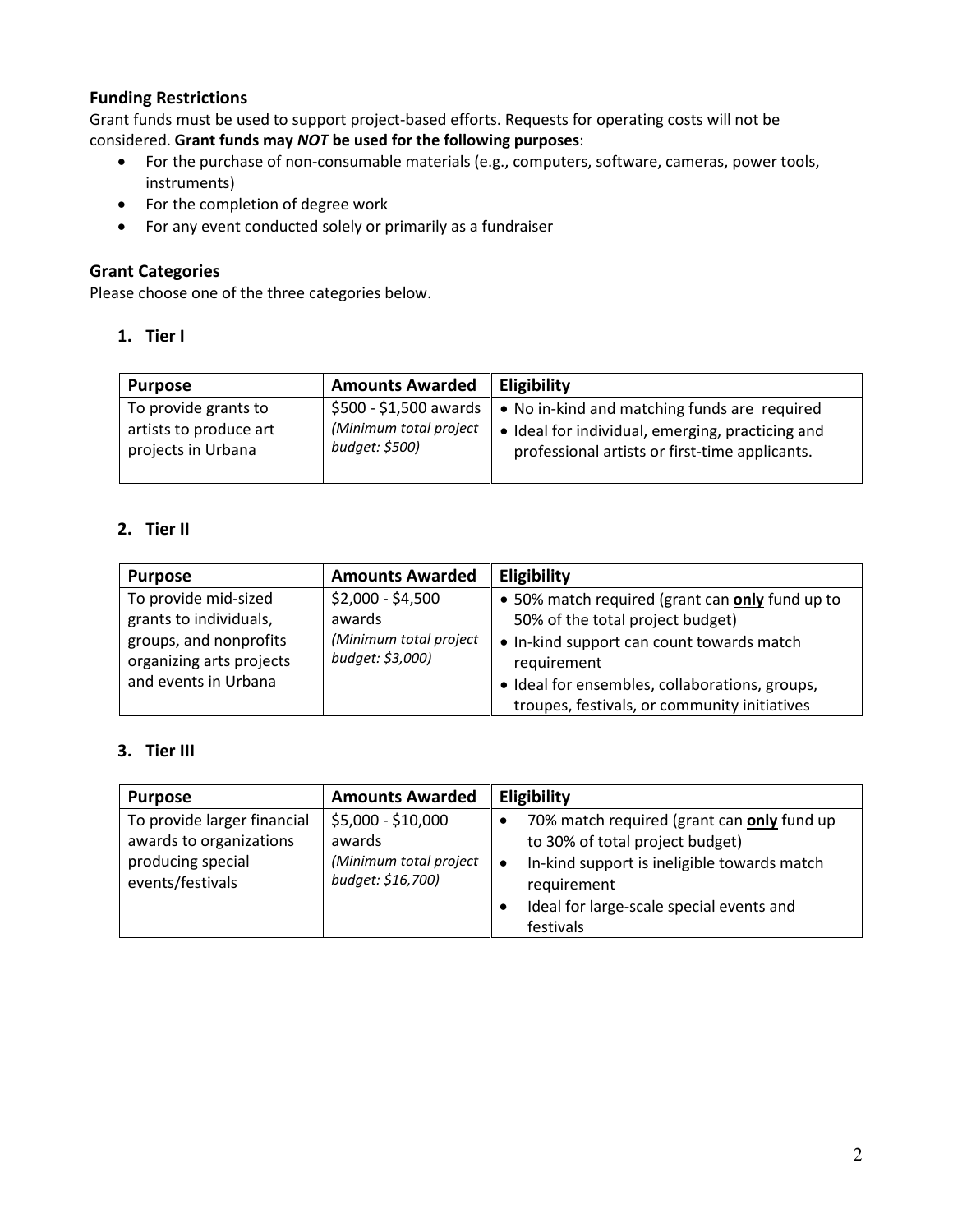## Funding Restrictions

Grant funds must be used to support project-based efforts. Requests for operating costs will not be considered. **Grant funds may *NOT* be used for the following purposes**:

- For the purchase of non-consumable materials (e.g., computers, software, cameras, power tools, instruments)
- For the completion of degree work
- For any event conducted solely or primarily as a fundraiser

## Grant Categories

Please choose one of the three categories below.

### 1. Tier I

| Purpose | Amounts Awarded | Eligibility |
|---|---|---|
| To provide grants to artists to produce art projects in Urbana | $500 - $1,500 awards *(Minimum total project budget: $500)* | • No in-kind and matching funds are required<br>• Ideal for individual, emerging, practicing and professional artists or first-time applicants. |

### 2. Tier II

| Purpose | Amounts Awarded | Eligibility |
|---|---|---|
| To provide mid-sized grants to individuals, groups, and nonprofits organizing arts projects and events in Urbana | $2,000 - $4,500 awards *(Minimum total project budget: $3,000)* | • 50% match required (grant can **only** fund up to 50% of the total project budget)<br>• In-kind support can count towards match requirement<br>• Ideal for ensembles, collaborations, groups, troupes, festivals, or community initiatives |

### 3. Tier III

| Purpose | Amounts Awarded | Eligibility |
|---|---|---|
| To provide larger financial awards to organizations producing special events/festivals | $5,000 - $10,000 awards *(Minimum total project budget: $16,700)* | • 70% match required (grant can **only** fund up to 30% of total project budget)<br>• In-kind support is ineligible towards match requirement<br>• Ideal for large-scale special events and festivals |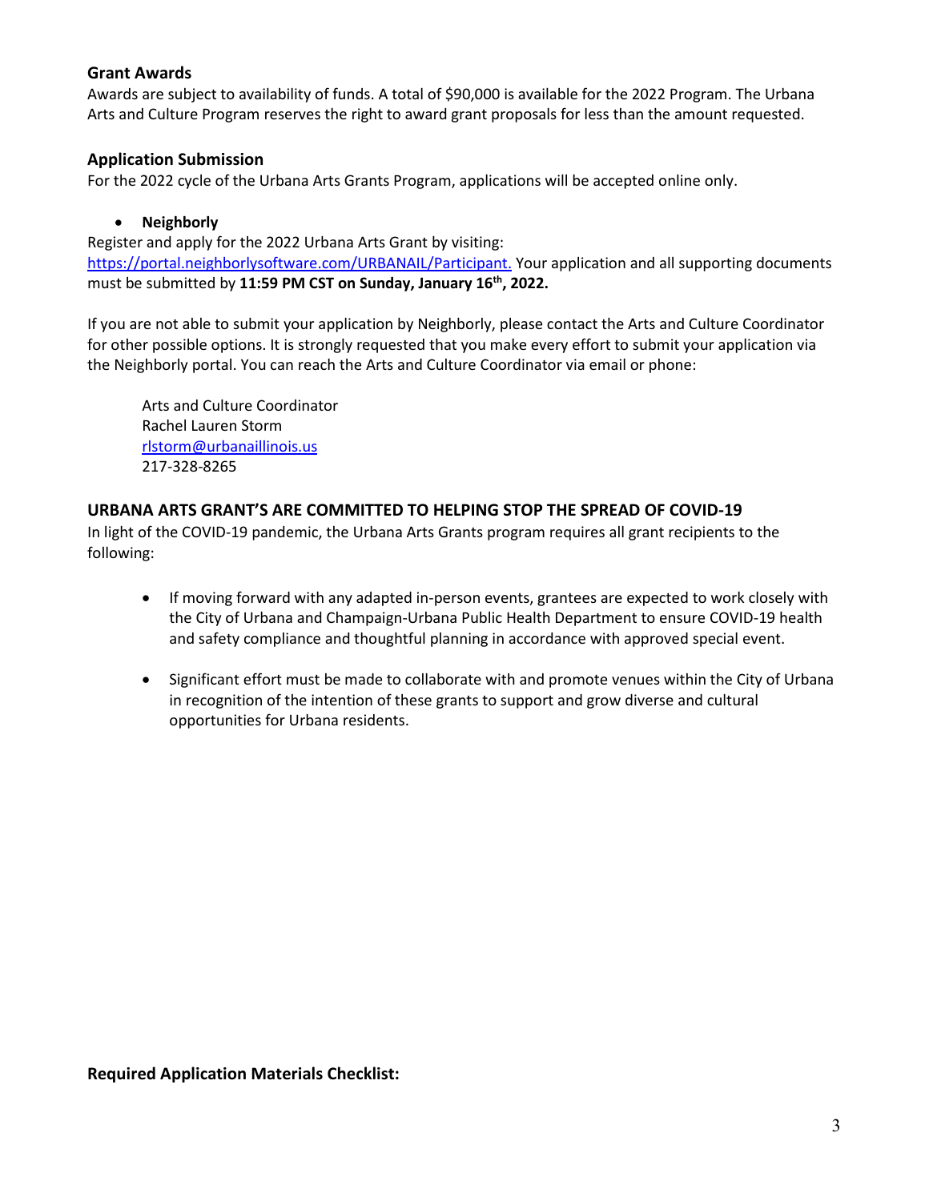## Grant Awards

Awards are subject to availability of funds. A total of $90,000 is available for the 2022 Program. The Urbana Arts and Culture Program reserves the right to award grant proposals for less than the amount requested.

## Application Submission

For the 2022 cycle of the Urbana Arts Grants Program, applications will be accepted online only.

- **Neighborly**

Register and apply for the 2022 Urbana Arts Grant by visiting: https://portal.neighborlysoftware.com/URBANAIL/Participant. Your application and all supporting documents must be submitted by **11:59 PM CST on Sunday, January 16th, 2022.**

If you are not able to submit your application by Neighborly, please contact the Arts and Culture Coordinator for other possible options. It is strongly requested that you make every effort to submit your application via the Neighborly portal. You can reach the Arts and Culture Coordinator via email or phone:

Arts and Culture Coordinator
Rachel Lauren Storm
rlstorm@urbanaillinois.us
217-328-8265

## URBANA ARTS GRANT'S ARE COMMITTED TO HELPING STOP THE SPREAD OF COVID-19

In light of the COVID-19 pandemic, the Urbana Arts Grants program requires all grant recipients to the following:

- If moving forward with any adapted in-person events, grantees are expected to work closely with the City of Urbana and Champaign-Urbana Public Health Department to ensure COVID-19 health and safety compliance and thoughtful planning in accordance with approved special event.
- Significant effort must be made to collaborate with and promote venues within the City of Urbana in recognition of the intention of these grants to support and grow diverse and cultural opportunities for Urbana residents.

**Required Application Materials Checklist:**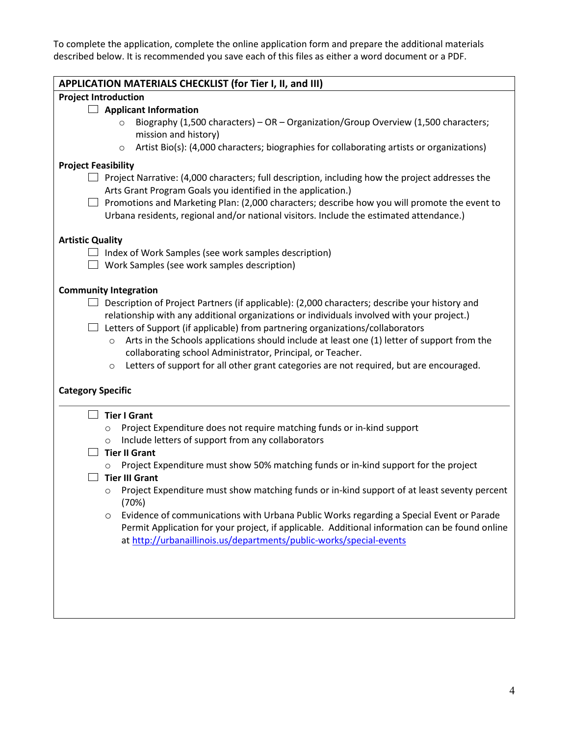To complete the application, complete the online application form and prepare the additional materials described below. It is recommended you save each of this files as either a word document or a PDF.

## APPLICATION MATERIALS CHECKLIST (for Tier I, II, and III)

### Project Introduction

- ☐ **Applicant Information**
  - Biography (1,500 characters) – OR – Organization/Group Overview (1,500 characters; mission and history)
  - Artist Bio(s): (4,000 characters; biographies for collaborating artists or organizations)

### Project Feasibility

- ☐ Project Narrative: (4,000 characters; full description, including how the project addresses the Arts Grant Program Goals you identified in the application.)
- ☐ Promotions and Marketing Plan: (2,000 characters; describe how you will promote the event to Urbana residents, regional and/or national visitors. Include the estimated attendance.)

### Artistic Quality

- ☐ Index of Work Samples (see work samples description)
- ☐ Work Samples (see work samples description)

### Community Integration

- ☐ Description of Project Partners (if applicable): (2,000 characters; describe your history and relationship with any additional organizations or individuals involved with your project.)
- ☐ Letters of Support (if applicable) from partnering organizations/collaborators
  - Arts in the Schools applications should include at least one (1) letter of support from the collaborating school Administrator, Principal, or Teacher.
  - Letters of support for all other grant categories are not required, but are encouraged.

### Category Specific

---

- ☐ **Tier I Grant**
  - Project Expenditure does not require matching funds or in-kind support
  - Include letters of support from any collaborators
- ☐ **Tier II Grant**
  - Project Expenditure must show 50% matching funds or in-kind support for the project
- ☐ **Tier III Grant**
  - Project Expenditure must show matching funds or in-kind support of at least seventy percent (70%)
  - Evidence of communications with Urbana Public Works regarding a Special Event or Parade Permit Application for your project, if applicable. Additional information can be found online at http://urbanaillinois.us/departments/public-works/special-events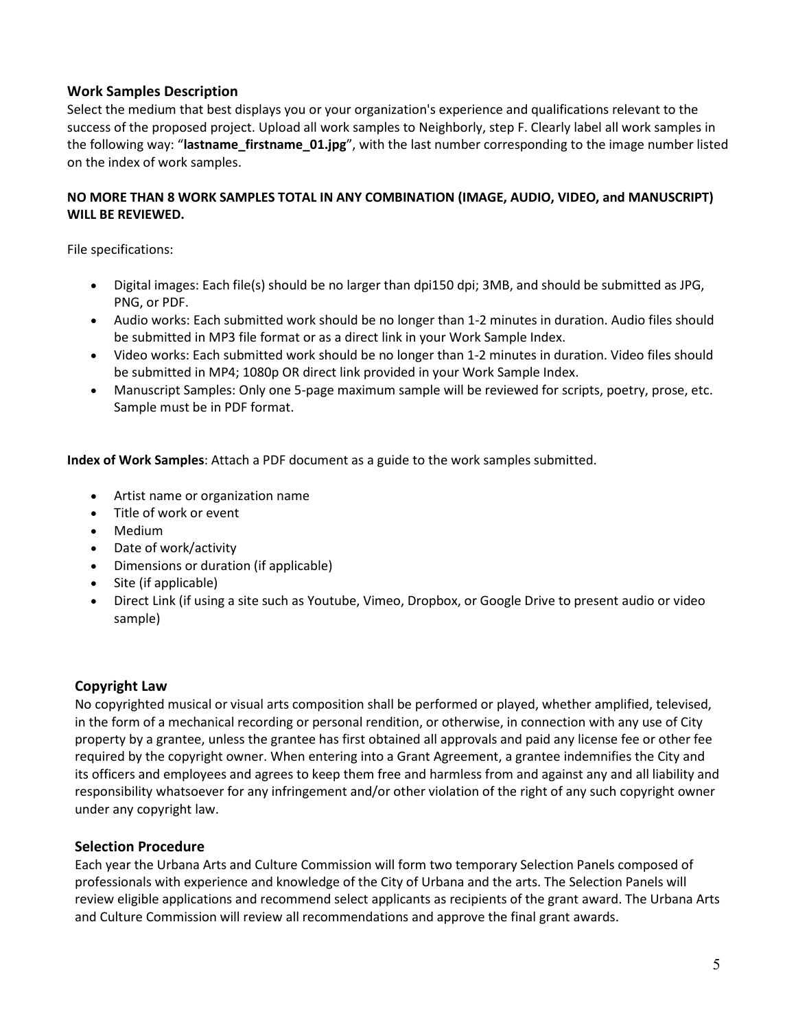## Work Samples Description

Select the medium that best displays you or your organization's experience and qualifications relevant to the success of the proposed project. Upload all work samples to Neighborly, step F. Clearly label all work samples in the following way: "**lastname_firstname_01.jpg**", with the last number corresponding to the image number listed on the index of work samples.

**NO MORE THAN 8 WORK SAMPLES TOTAL IN ANY COMBINATION (IMAGE, AUDIO, VIDEO, and MANUSCRIPT) WILL BE REVIEWED.**

File specifications:

- Digital images: Each file(s) should be no larger than dpi150 dpi; 3MB, and should be submitted as JPG, PNG, or PDF.
- Audio works: Each submitted work should be no longer than 1-2 minutes in duration. Audio files should be submitted in MP3 file format or as a direct link in your Work Sample Index.
- Video works: Each submitted work should be no longer than 1-2 minutes in duration. Video files should be submitted in MP4; 1080p OR direct link provided in your Work Sample Index.
- Manuscript Samples: Only one 5-page maximum sample will be reviewed for scripts, poetry, prose, etc. Sample must be in PDF format.

**Index of Work Samples**: Attach a PDF document as a guide to the work samples submitted.

- Artist name or organization name
- Title of work or event
- Medium
- Date of work/activity
- Dimensions or duration (if applicable)
- Site (if applicable)
- Direct Link (if using a site such as Youtube, Vimeo, Dropbox, or Google Drive to present audio or video sample)

## Copyright Law

No copyrighted musical or visual arts composition shall be performed or played, whether amplified, televised, in the form of a mechanical recording or personal rendition, or otherwise, in connection with any use of City property by a grantee, unless the grantee has first obtained all approvals and paid any license fee or other fee required by the copyright owner. When entering into a Grant Agreement, a grantee indemnifies the City and its officers and employees and agrees to keep them free and harmless from and against any and all liability and responsibility whatsoever for any infringement and/or other violation of the right of any such copyright owner under any copyright law.

## Selection Procedure

Each year the Urbana Arts and Culture Commission will form two temporary Selection Panels composed of professionals with experience and knowledge of the City of Urbana and the arts. The Selection Panels will review eligible applications and recommend select applicants as recipients of the grant award. The Urbana Arts and Culture Commission will review all recommendations and approve the final grant awards.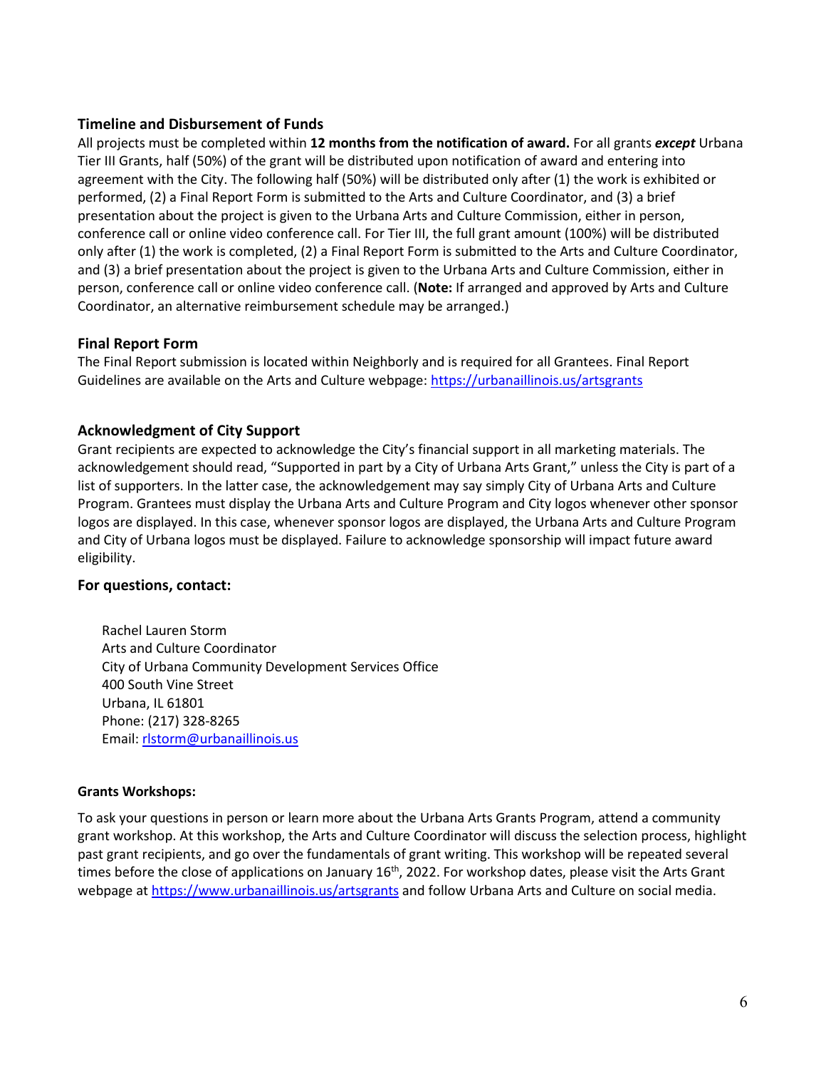## Timeline and Disbursement of Funds

All projects must be completed within **12 months from the notification of award.** For all grants ***except*** Urbana Tier III Grants, half (50%) of the grant will be distributed upon notification of award and entering into agreement with the City. The following half (50%) will be distributed only after (1) the work is exhibited or performed, (2) a Final Report Form is submitted to the Arts and Culture Coordinator, and (3) a brief presentation about the project is given to the Urbana Arts and Culture Commission, either in person, conference call or online video conference call. For Tier III, the full grant amount (100%) will be distributed only after (1) the work is completed, (2) a Final Report Form is submitted to the Arts and Culture Coordinator, and (3) a brief presentation about the project is given to the Urbana Arts and Culture Commission, either in person, conference call or online video conference call. (**Note:** If arranged and approved by Arts and Culture Coordinator, an alternative reimbursement schedule may be arranged.)

## Final Report Form

The Final Report submission is located within Neighborly and is required for all Grantees. Final Report Guidelines are available on the Arts and Culture webpage: https://urbanaillinois.us/artsgrants

## Acknowledgment of City Support

Grant recipients are expected to acknowledge the City's financial support in all marketing materials. The acknowledgement should read, "Supported in part by a City of Urbana Arts Grant," unless the City is part of a list of supporters. In the latter case, the acknowledgement may say simply City of Urbana Arts and Culture Program. Grantees must display the Urbana Arts and Culture Program and City logos whenever other sponsor logos are displayed. In this case, whenever sponsor logos are displayed, the Urbana Arts and Culture Program and City of Urbana logos must be displayed. Failure to acknowledge sponsorship will impact future award eligibility.

### For questions, contact:

Rachel Lauren Storm
Arts and Culture Coordinator
City of Urbana Community Development Services Office
400 South Vine Street
Urbana, IL 61801
Phone: (217) 328-8265
Email: rlstorm@urbanaillinois.us

#### Grants Workshops:

To ask your questions in person or learn more about the Urbana Arts Grants Program, attend a community grant workshop. At this workshop, the Arts and Culture Coordinator will discuss the selection process, highlight past grant recipients, and go over the fundamentals of grant writing. This workshop will be repeated several times before the close of applications on January 16th, 2022. For workshop dates, please visit the Arts Grant webpage at https://www.urbanaillinois.us/artsgrants and follow Urbana Arts and Culture on social media.